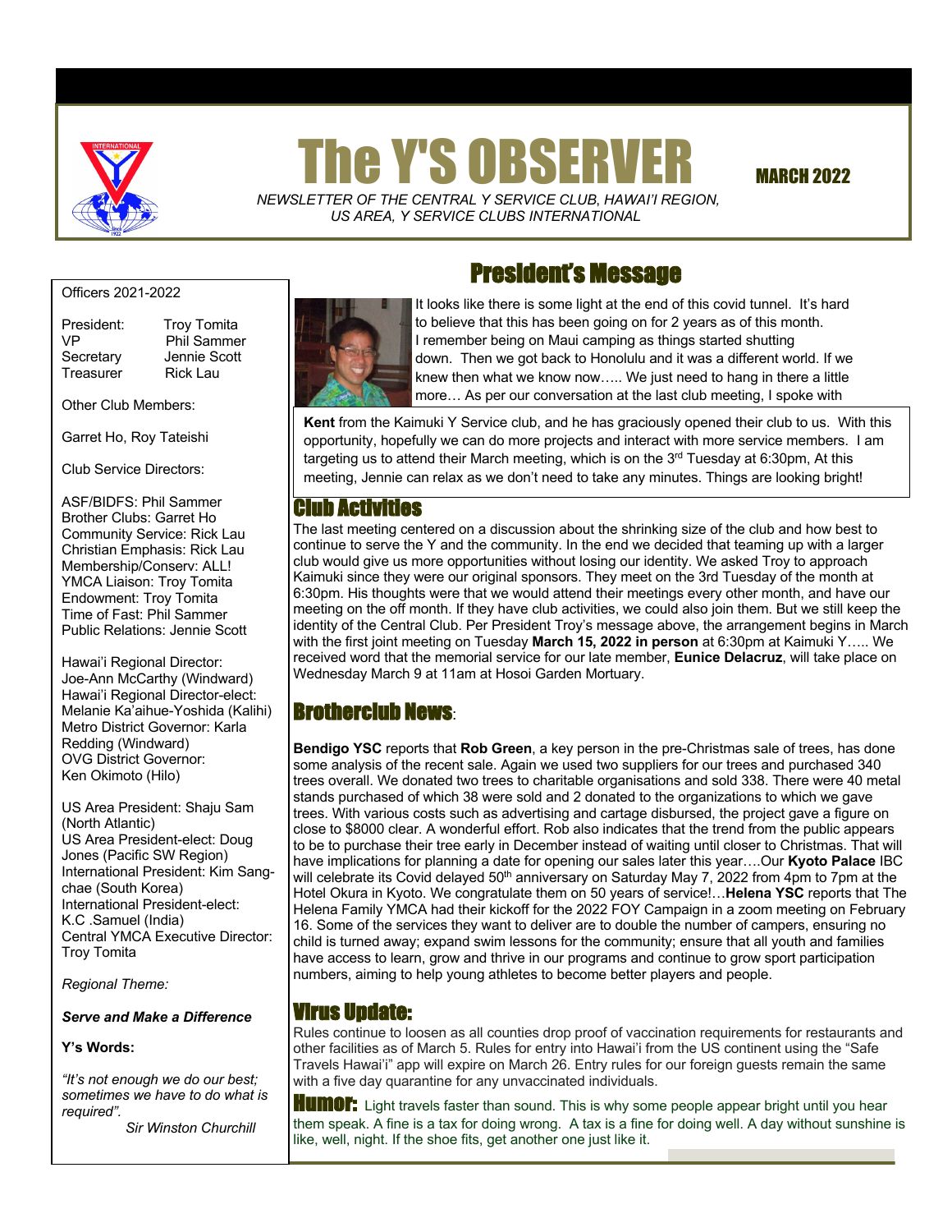# The Y'S OBSERVER

**MARCH 2022**

*NEWSLETTER OF THE CENTRAL Y SERVICE CLUB, HAWAI'I REGION, US AREA, Y SERVICE CLUBS INTERNATIONAL*

## President's Message

It looks like there is some light at the end of this covid tunnel. It's hard to believe that this has been going on for 2 years as of this month. I remember being on Maui camping as things started shutting down. Then we got back to Honolulu and it was a different world. If we knew then what we know now….. We just need to hang in there a little more… As per our conversation at the last club meeting, I spoke with **Kent** from the Kaimuki Y Service club, and he has graciously opened their club to us. With this opportunity, hopefully we can do more projects and interact with more service members. I am targeting us to attend their March meeting, which is on the 3[rd] Tuesday at 6:30pm, At this meeting, Jennie can relax as we don't need to take any minutes. Things are looking bright!

## Club Activities

The last meeting centered on a discussion about the shrinking size of the club and how best to continue to serve the Y and the community. In the end we decided that teaming up with a larger club would give us more opportunities without losing our identity. We asked Troy to approach Kaimuki since they were our original sponsors. They meet on the 3rd Tuesday of the month at 6:30pm. His thoughts were that we would attend their meetings every other month, and have our meeting on the off month. If they have club activities, we could also join them. But we still keep the identity of the Central Club. Per President Troy's message above, the arrangement begins in March with the first joint meeting on Tuesday **March 15, 2022 in person** at 6:30pm at Kaimuki Y….. We received word that the memorial service for our late member, **Eunice Delacruz**, will take place on Wednesday March 9 at 11am at Hosoi Garden Mortuary.

## Brotherclub News:

**Bendigo YSC** reports that **Rob Green**, a key person in the pre-Christmas sale of trees, has done some analysis of the recent sale. Again we used two suppliers for our trees and purchased 340 trees overall. We donated two trees to charitable organisations and sold 338. There were 40 metal stands purchased of which 38 were sold and 2 donated to the organizations to which we gave trees. With various costs such as advertising and cartage disbursed, the project gave a figure on close to $8000 clear. A wonderful effort. Rob also indicates that the trend from the public appears to be to purchase their tree early in December instead of waiting until closer to Christmas. That will have implications for planning a date for opening our sales later this year….Our **Kyoto Palace** IBC will celebrate its Covid delayed 50[th] anniversary on Saturday May 7, 2022 from 4pm to 7pm at the Hotel Okura in Kyoto. We congratulate them on 50 years of service!…**Helena YSC** reports that The Helena Family YMCA had their kickoff for the 2022 FOY Campaign in a zoom meeting on February 16. Some of the services they want to deliver are to double the number of campers, ensuring no child is turned away; expand swim lessons for the community; ensure that all youth and families have access to learn, grow and thrive in our programs and continue to grow sport participation numbers, aiming to help young athletes to become better players and people.

## Virus Update:

Rules continue to loosen as all counties drop proof of vaccination requirements for restaurants and other facilities as of March 5. Rules for entry into Hawai'i from the US continent using the "Safe Travels Hawai'i" app will expire on March 26. Entry rules for our foreign guests remain the same with a five day quarantine for any unvaccinated individuals.

**Humor:** Light travels faster than sound. This is why some people appear bright until you hear them speak. A fine is a tax for doing wrong. A tax is a fine for doing well. A day without sunshine is like, well, night. If the shoe fits, get another one just like it.

---

Officers 2021-2022

President: Troy Tomita
VP: Phil Sammer
Secretary: Jennie Scott
Treasurer: Rick Lau

Other Club Members:

Garret Ho, Roy Tateishi

Club Service Directors:

ASF/BIDFS: Phil Sammer
Brother Clubs: Garret Ho
Community Service: Rick Lau
Christian Emphasis: Rick Lau
Membership/Conserv: ALL!
YMCA Liaison: Troy Tomita
Endowment: Troy Tomita
Time of Fast: Phil Sammer
Public Relations: Jennie Scott

Hawai'i Regional Director: Joe-Ann McCarthy (Windward)
Hawai'i Regional Director-elect: Melanie Ka'aihue-Yoshida (Kalihi)
Metro District Governor: Karla Redding (Windward)
OVG District Governor: Ken Okimoto (Hilo)

US Area President: Shaju Sam (North Atlantic)
US Area President-elect: Doug Jones (Pacific SW Region)
International President: Kim Sang-chae (South Korea)
International President-elect: K.C .Samuel (India)
Central YMCA Executive Director: Troy Tomita

*Regional Theme:*

***Serve and Make a Difference***

**Y's Words:**

*"It's not enough we do our best; sometimes we have to do what is required".*
*Sir Winston Churchill*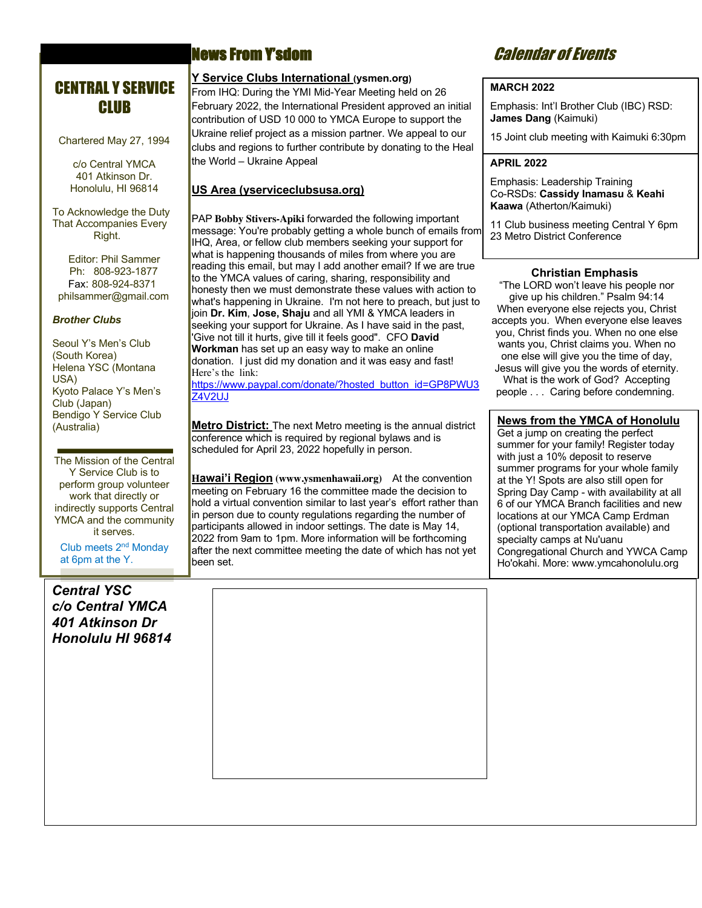# CENTRAL Y SERVICE CLUB

Chartered May 27, 1994

c/o Central YMCA
401 Atkinson Dr.
Honolulu, HI 96814

To Acknowledge the Duty That Accompanies Every Right.

Editor: Phil Sammer
Ph: 808-923-1877
Fax: 808-924-8371
philsammer@gmail.com

***Brother Clubs***

Seoul Y's Men's Club (South Korea)
Helena YSC (Montana USA)
Kyoto Palace Y's Men's Club (Japan)
Bendigo Y Service Club (Australia)

The Mission of the Central Y Service Club is to perform group volunteer work that directly or indirectly supports Central YMCA and the community it serves.

Club meets 2nd Monday at 6pm at the Y.

## News From Y'sdom

**Y Service Clubs International (ysmen.org)**
From IHQ: During the YMI Mid-Year Meeting held on 26 February 2022, the International President approved an initial contribution of USD 10 000 to YMCA Europe to support the Ukraine relief project as a mission partner. We appeal to our clubs and regions to further contribute by donating to the Heal the World – Ukraine Appeal

**US Area (yserviceclubsusa.org)**

PAP **Bobby Stivers-Apiki** forwarded the following important message: You're probably getting a whole bunch of emails from IHQ, Area, or fellow club members seeking your support for what is happening thousands of miles from where you are reading this email, but may I add another email? If we are true to the YMCA values of caring, sharing, responsibility and honesty then we must demonstrate these values with action to what's happening in Ukraine. I'm not here to preach, but just to join **Dr. Kim**, **Jose, Shaju** and all YMI & YMCA leaders in seeking your support for Ukraine. As I have said in the past, 'Give not till it hurts, give till it feels good". CFO **David Workman** has set up an easy way to make an online donation. I just did my donation and it was easy and fast!
Here's the link:
https://www.paypal.com/donate/?hosted_button_id=GP8PWU3Z4V2UJ

**Metro District:** The next Metro meeting is the annual district conference which is required by regional bylaws and is scheduled for April 23, 2022 hopefully in person.

**Hawai'i Region (www.ysmenhawaii.org)** At the convention meeting on February 16 the committee made the decision to hold a virtual convention similar to last year's effort rather than in person due to county regulations regarding the number of participants allowed in indoor settings. The date is May 14, 2022 from 9am to 1pm. More information will be forthcoming after the next committee meeting the date of which has not yet been set.

## *Calendar of Events*

**MARCH 2022**

Emphasis: Int'l Brother Club (IBC) RSD: **James Dang** (Kaimuki)

15 Joint club meeting with Kaimuki 6:30pm

**APRIL 2022**

Emphasis: Leadership Training
Co-RSDs: **Cassidy Inamasu** & **Keahi Kaawa** (Atherton/Kaimuki)

11 Club business meeting Central Y 6pm
23 Metro District Conference

### Christian Emphasis

"The LORD won't leave his people nor give up his children." Psalm 94:14
When everyone else rejects you, Christ accepts you. When everyone else leaves you, Christ finds you. When no one else wants you, Christ claims you. When no one else will give you the time of day, Jesus will give you the words of eternity. What is the work of God? Accepting people . . . Caring before condemning.

### News from the YMCA of Honolulu

Get a jump on creating the perfect summer for your family! Register today with just a 10% deposit to reserve summer programs for your whole family at the Y! Spots are also still open for Spring Day Camp - with availability at all 6 of our YMCA Branch facilities and new locations at our YMCA Camp Erdman (optional transportation available) and specialty camps at Nu'uanu Congregational Church and YWCA Camp Ho'okahi. More: www.ymcahonolulu.org

***Central YSC***
***c/o Central YMCA***
***401 Atkinson Dr***
***Honolulu HI 96814***